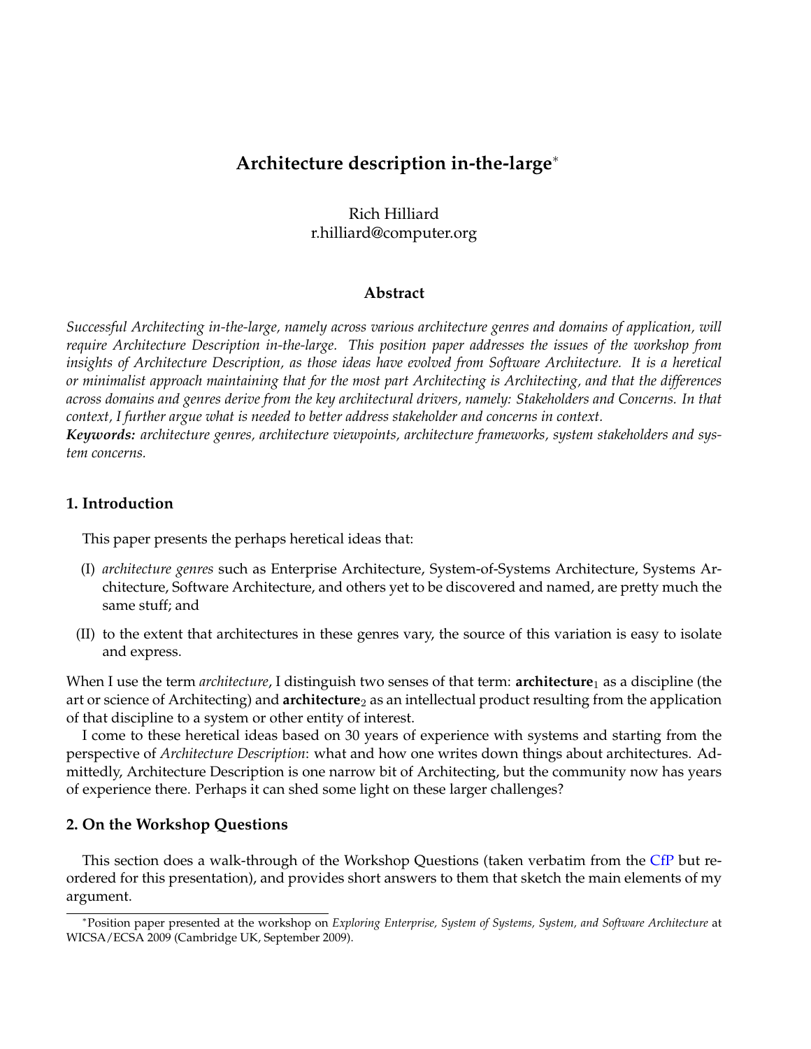# Architecture description in-the-large[*]

Rich Hilliard
r.hilliard@computer.org

### Abstract

*Successful Architecting in-the-large, namely across various architecture genres and domains of application, will require Architecture Description in-the-large. This position paper addresses the issues of the workshop from insights of Architecture Description, as those ideas have evolved from Software Architecture. It is a heretical or minimalist approach maintaining that for the most part Architecting is Architecting, and that the differences across domains and genres derive from the key architectural drivers, namely: Stakeholders and Concerns. In that context, I further argue what is needed to better address stakeholder and concerns in context.*

***Keywords:*** *architecture genres, architecture viewpoints, architecture frameworks, system stakeholders and system concerns.*

## 1. Introduction

This paper presents the perhaps heretical ideas that:

(I) *architecture genres* such as Enterprise Architecture, System-of-Systems Architecture, Systems Architecture, Software Architecture, and others yet to be discovered and named, are pretty much the same stuff; and

(II) to the extent that architectures in these genres vary, the source of this variation is easy to isolate and express.

When I use the term *architecture*, I distinguish two senses of that term: $\textbf{architecture}_1$ as a discipline (the art or science of Architecting) and $\textbf{architecture}_2$ as an intellectual product resulting from the application of that discipline to a system or other entity of interest.

I come to these heretical ideas based on 30 years of experience with systems and starting from the perspective of *Architecture Description*: what and how one writes down things about architectures. Admittedly, Architecture Description is one narrow bit of Architecting, but the community now has years of experience there. Perhaps it can shed some light on these larger challenges?

## 2. On the Workshop Questions

This section does a walk-through of the Workshop Questions (taken verbatim from the CfP but reordered for this presentation), and provides short answers to them that sketch the main elements of my argument.

---

[*] Position paper presented at the workshop on *Exploring Enterprise, System of Systems, System, and Software Architecture* at WICSA/ECSA 2009 (Cambridge UK, September 2009).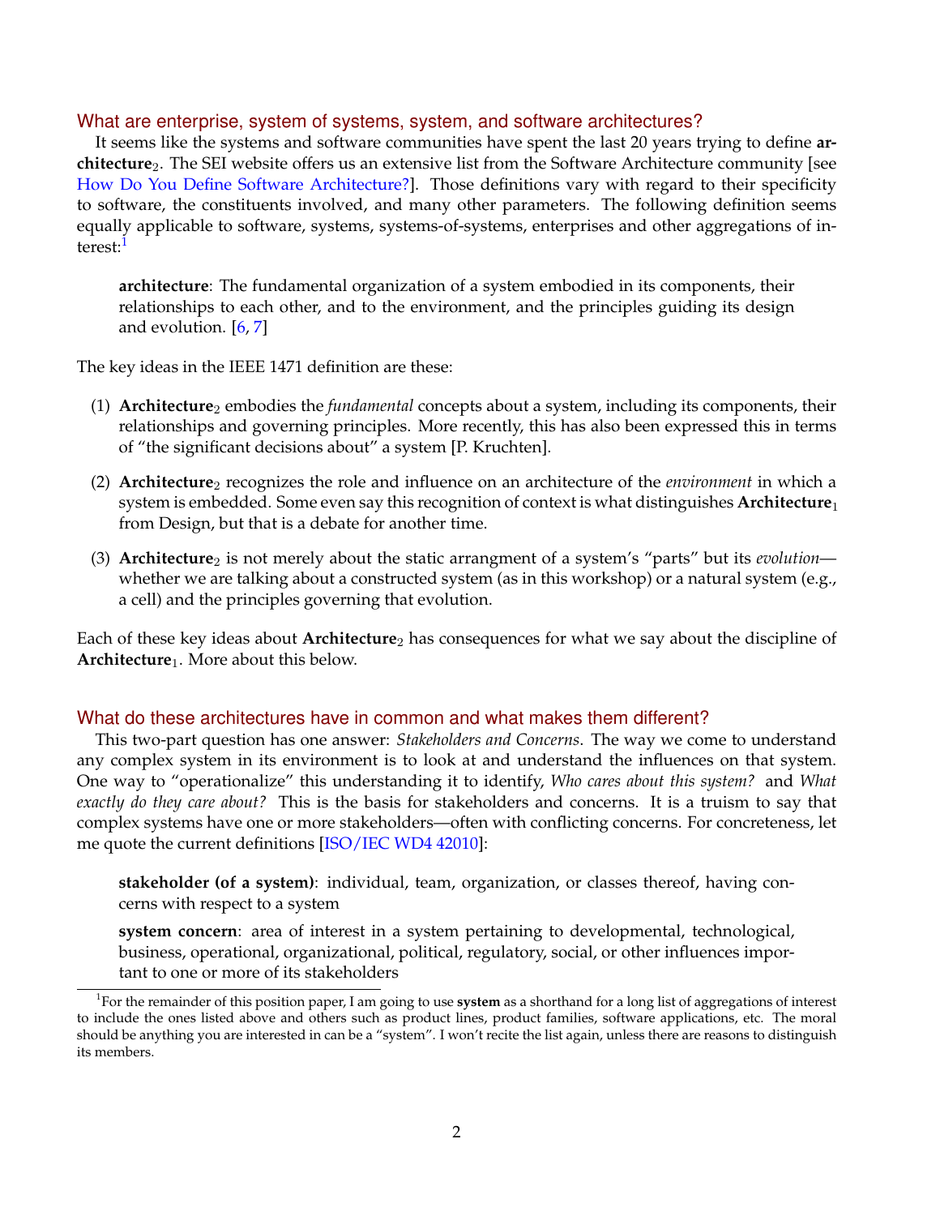## What are enterprise, system of systems, system, and software architectures?

It seems like the systems and software communities have spent the last 20 years trying to define **architecture**$_2$. The SEI website offers us an extensive list from the Software Architecture community [see How Do You Define Software Architecture?]. Those definitions vary with regard to their specificity to software, the constituents involved, and many other parameters. The following definition seems equally applicable to software, systems, systems-of-systems, enterprises and other aggregations of interest:[1]

> **architecture**: The fundamental organization of a system embodied in its components, their relationships to each other, and to the environment, and the principles guiding its design and evolution. [6, 7]

The key ideas in the IEEE 1471 definition are these:

1. **Architecture**$_2$ embodies the *fundamental* concepts about a system, including its components, their relationships and governing principles. More recently, this has also been expressed this in terms of "the significant decisions about" a system [P. Kruchten].
2. **Architecture**$_2$ recognizes the role and influence on an architecture of the *environment* in which a system is embedded. Some even say this recognition of context is what distinguishes **Architecture**$_1$ from Design, but that is a debate for another time.
3. **Architecture**$_2$ is not merely about the static arrangment of a system's "parts" but its *evolution*—whether we are talking about a constructed system (as in this workshop) or a natural system (e.g., a cell) and the principles governing that evolution.

Each of these key ideas about **Architecture**$_2$ has consequences for what we say about the discipline of **Architecture**$_1$. More about this below.

## What do these architectures have in common and what makes them different?

This two-part question has one answer: *Stakeholders and Concerns*. The way we come to understand any complex system in its environment is to look at and understand the influences on that system. One way to "operationalize" this understanding it to identify, *Who cares about this system?* and *What exactly do they care about?* This is the basis for stakeholders and concerns. It is a truism to say that complex systems have one or more stakeholders—often with conflicting concerns. For concreteness, let me quote the current definitions [ISO/IEC WD4 42010]:

> **stakeholder (of a system)**: individual, team, organization, or classes thereof, having concerns with respect to a system
>
> **system concern**: area of interest in a system pertaining to developmental, technological, business, operational, organizational, political, regulatory, social, or other influences important to one or more of its stakeholders

[1] For the remainder of this position paper, I am going to use **system** as a shorthand for a long list of aggregations of interest to include the ones listed above and others such as product lines, product families, software applications, etc. The moral should be anything you are interested in can be a "system". I won't recite the list again, unless there are reasons to distinguish its members.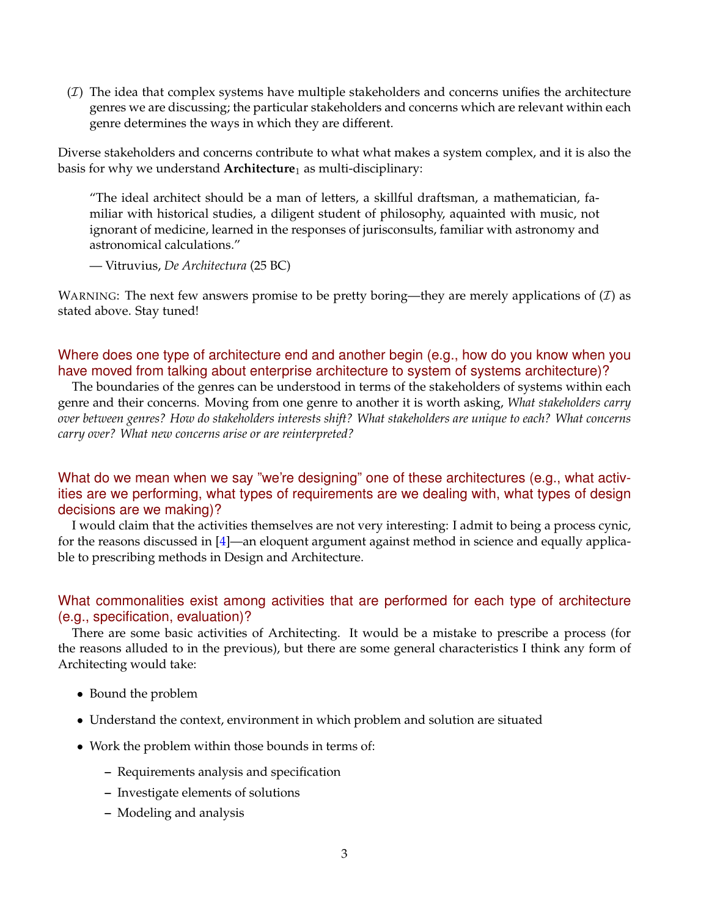($\mathcal{I}$) The idea that complex systems have multiple stakeholders and concerns unifies the architecture genres we are discussing; the particular stakeholders and concerns which are relevant within each genre determines the ways in which they are different.

Diverse stakeholders and concerns contribute to what what makes a system complex, and it is also the basis for why we understand **Architecture**$_1$ as multi-disciplinary:

> "The ideal architect should be a man of letters, a skillful draftsman, a mathematician, familiar with historical studies, a diligent student of philosophy, aquainted with music, not ignorant of medicine, learned in the responses of jurisconsults, familiar with astronomy and astronomical calculations."
>
> — Vitruvius, *De Architectura* (25 BC)

WARNING: The next few answers promise to be pretty boring—they are merely applications of ($\mathcal{I}$) as stated above. Stay tuned!

### Where does one type of architecture end and another begin (e.g., how do you know when you have moved from talking about enterprise architecture to system of systems architecture)?

The boundaries of the genres can be understood in terms of the stakeholders of systems within each genre and their concerns. Moving from one genre to another it is worth asking, *What stakeholders carry over between genres? How do stakeholders interests shift? What stakeholders are unique to each? What concerns carry over? What new concerns arise or are reinterpreted?*

### What do we mean when we say "we're designing" one of these architectures (e.g., what activities are we performing, what types of requirements are we dealing with, what types of design decisions are we making)?

I would claim that the activities themselves are not very interesting: I admit to being a process cynic, for the reasons discussed in [4]—an eloquent argument against method in science and equally applicable to prescribing methods in Design and Architecture.

### What commonalities exist among activities that are performed for each type of architecture (e.g., specification, evaluation)?

There are some basic activities of Architecting. It would be a mistake to prescribe a process (for the reasons alluded to in the previous), but there are some general characteristics I think any form of Architecting would take:

- Bound the problem
- Understand the context, environment in which problem and solution are situated
- Work the problem within those bounds in terms of:
  - Requirements analysis and specification
  - Investigate elements of solutions
  - Modeling and analysis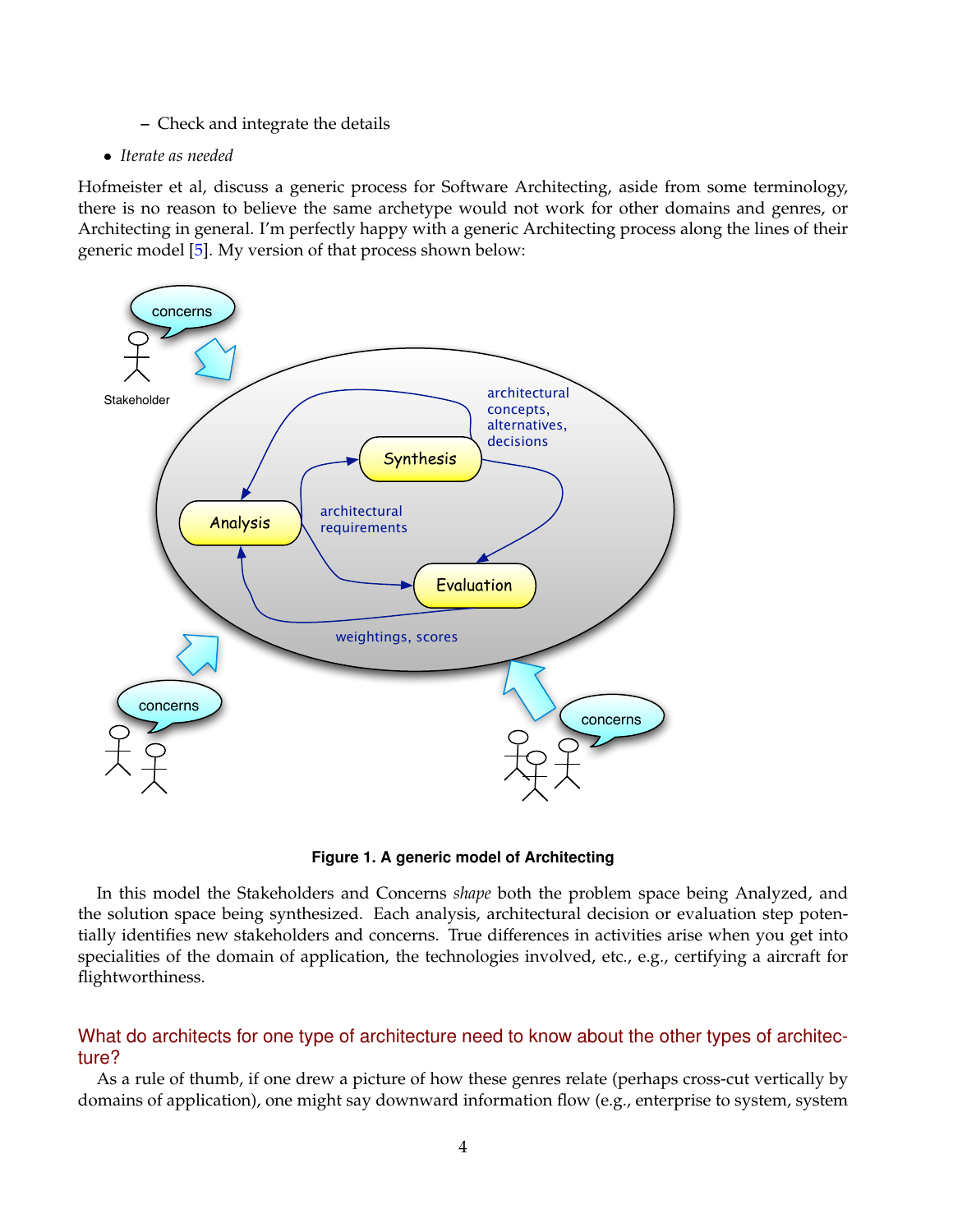- Check and integrate the details

- *Iterate as needed*

Hofmeister et al, discuss a generic process for Software Architecting, aside from some terminology, there is no reason to believe the same archetype would not work for other domains and genres, or Architecting in general. I'm perfectly happy with a generic Architecting process along the lines of their generic model [5]. My version of that process shown below:

**Figure 1. A generic model of Architecting**

In this model the Stakeholders and Concerns *shape* both the problem space being Analyzed, and the solution space being synthesized. Each analysis, architectural decision or evaluation step potentially identifies new stakeholders and concerns. True differences in activities arise when you get into specialities of the domain of application, the technologies involved, etc., e.g., certifying a aircraft for flightworthiness.

## What do architects for one type of architecture need to know about the other types of architecture?

As a rule of thumb, if one drew a picture of how these genres relate (perhaps cross-cut vertically by domains of application), one might say downward information flow (e.g., enterprise to system, system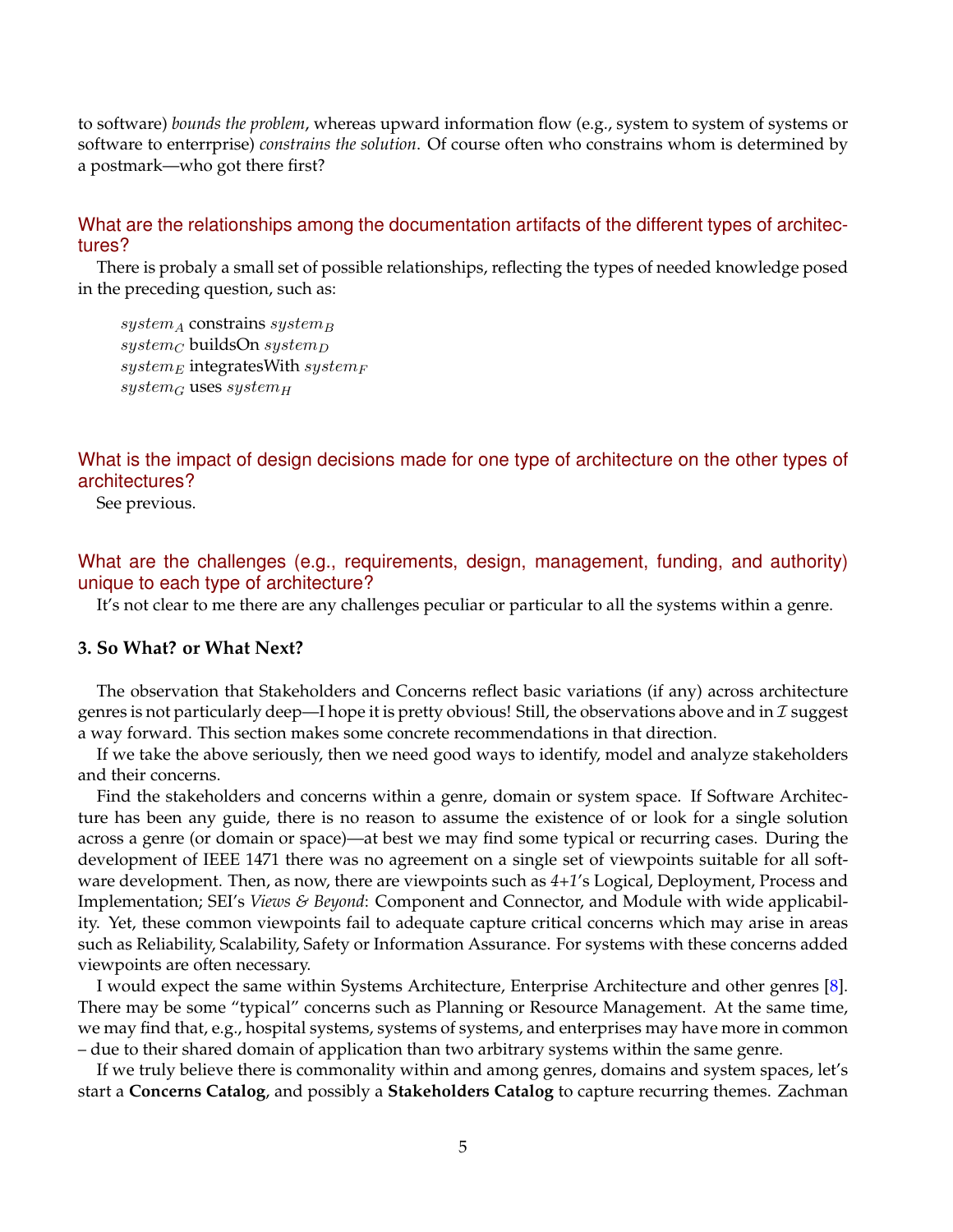to software) *bounds the problem*, whereas upward information flow (e.g., system to system of systems or software to enterrprise) *constrains the solution*. Of course often who constrains whom is determined by a postmark—who got there first?

### What are the relationships among the documentation artifacts of the different types of architectures?

There is probaly a small set of possible relationships, reflecting the types of needed knowledge posed in the preceding question, such as:

$system_A$ constrains $system_B$
$system_C$ buildsOn $system_D$
$system_E$ integratesWith $system_F$
$system_G$ uses $system_H$

### What is the impact of design decisions made for one type of architecture on the other types of architectures?

See previous.

### What are the challenges (e.g., requirements, design, management, funding, and authority) unique to each type of architecture?

It's not clear to me there are any challenges peculiar or particular to all the systems within a genre.

## 3. So What? or What Next?

The observation that Stakeholders and Concerns reflect basic variations (if any) across architecture genres is not particularly deep—I hope it is pretty obvious! Still, the observations above and in $\mathcal{I}$ suggest a way forward. This section makes some concrete recommendations in that direction.

If we take the above seriously, then we need good ways to identify, model and analyze stakeholders and their concerns.

Find the stakeholders and concerns within a genre, domain or system space. If Software Architecture has been any guide, there is no reason to assume the existence of or look for a single solution across a genre (or domain or space)—at best we may find some typical or recurring cases. During the development of IEEE 1471 there was no agreement on a single set of viewpoints suitable for all software development. Then, as now, there are viewpoints such as *4+1*'s Logical, Deployment, Process and Implementation; SEI's *Views & Beyond*: Component and Connector, and Module with wide applicability. Yet, these common viewpoints fail to adequate capture critical concerns which may arise in areas such as Reliability, Scalability, Safety or Information Assurance. For systems with these concerns added viewpoints are often necessary.

I would expect the same within Systems Architecture, Enterprise Architecture and other genres [8]. There may be some "typical" concerns such as Planning or Resource Management. At the same time, we may find that, e.g., hospital systems, systems of systems, and enterprises may have more in common – due to their shared domain of application than two arbitrary systems within the same genre.

If we truly believe there is commonality within and among genres, domains and system spaces, let's start a **Concerns Catalog**, and possibly a **Stakeholders Catalog** to capture recurring themes. Zachman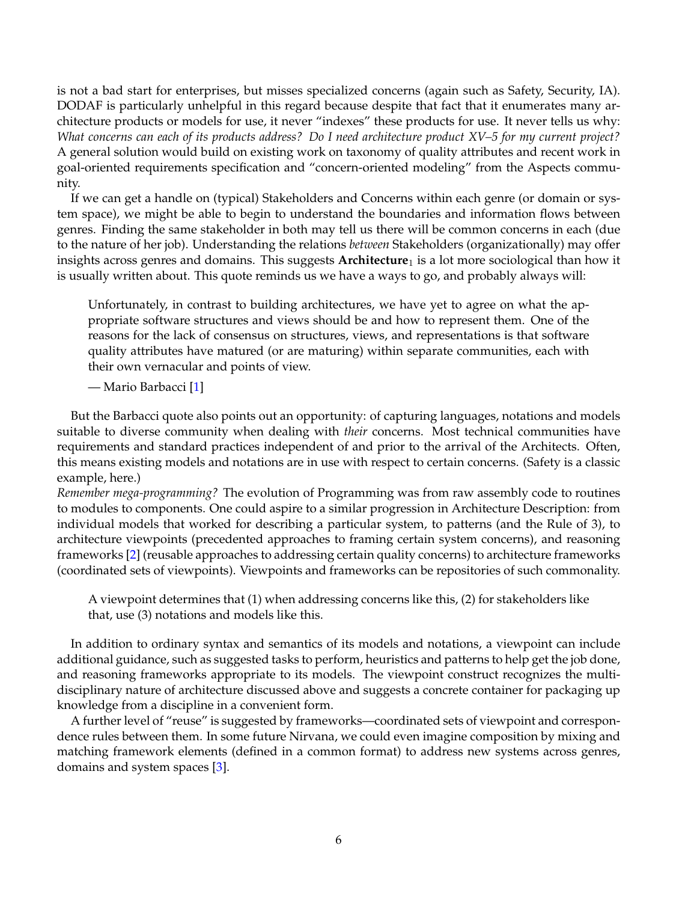is not a bad start for enterprises, but misses specialized concerns (again such as Safety, Security, IA). DODAF is particularly unhelpful in this regard because despite that fact that it enumerates many architecture products or models for use, it never "indexes" these products for use. It never tells us why: *What concerns can each of its products address? Do I need architecture product XV–5 for my current project?* A general solution would build on existing work on taxonomy of quality attributes and recent work in goal-oriented requirements specification and "concern-oriented modeling" from the Aspects community.

If we can get a handle on (typical) Stakeholders and Concerns within each genre (or domain or system space), we might be able to begin to understand the boundaries and information flows between genres. Finding the same stakeholder in both may tell us there will be common concerns in each (due to the nature of her job). Understanding the relations *between* Stakeholders (organizationally) may offer insights across genres and domains. This suggests $\textbf{Architecture}_1$ is a lot more sociological than how it is usually written about. This quote reminds us we have a ways to go, and probably always will:

> Unfortunately, in contrast to building architectures, we have yet to agree on what the appropriate software structures and views should be and how to represent them. One of the reasons for the lack of consensus on structures, views, and representations is that software quality attributes have matured (or are maturing) within separate communities, each with their own vernacular and points of view.
>
> — Mario Barbacci [1]

But the Barbacci quote also points out an opportunity: of capturing languages, notations and models suitable to diverse community when dealing with *their* concerns. Most technical communities have requirements and standard practices independent of and prior to the arrival of the Architects. Often, this means existing models and notations are in use with respect to certain concerns. (Safety is a classic example, here.)

*Remember mega-programming?* The evolution of Programming was from raw assembly code to routines to modules to components. One could aspire to a similar progression in Architecture Description: from individual models that worked for describing a particular system, to patterns (and the Rule of 3), to architecture viewpoints (precedented approaches to framing certain system concerns), and reasoning frameworks [2] (reusable approaches to addressing certain quality concerns) to architecture frameworks (coordinated sets of viewpoints). Viewpoints and frameworks can be repositories of such commonality.

> A viewpoint determines that (1) when addressing concerns like this, (2) for stakeholders like that, use (3) notations and models like this.

In addition to ordinary syntax and semantics of its models and notations, a viewpoint can include additional guidance, such as suggested tasks to perform, heuristics and patterns to help get the job done, and reasoning frameworks appropriate to its models. The viewpoint construct recognizes the multidisciplinary nature of architecture discussed above and suggests a concrete container for packaging up knowledge from a discipline in a convenient form.

A further level of "reuse" is suggested by frameworks—coordinated sets of viewpoint and correspondence rules between them. In some future Nirvana, we could even imagine composition by mixing and matching framework elements (defined in a common format) to address new systems across genres, domains and system spaces [3].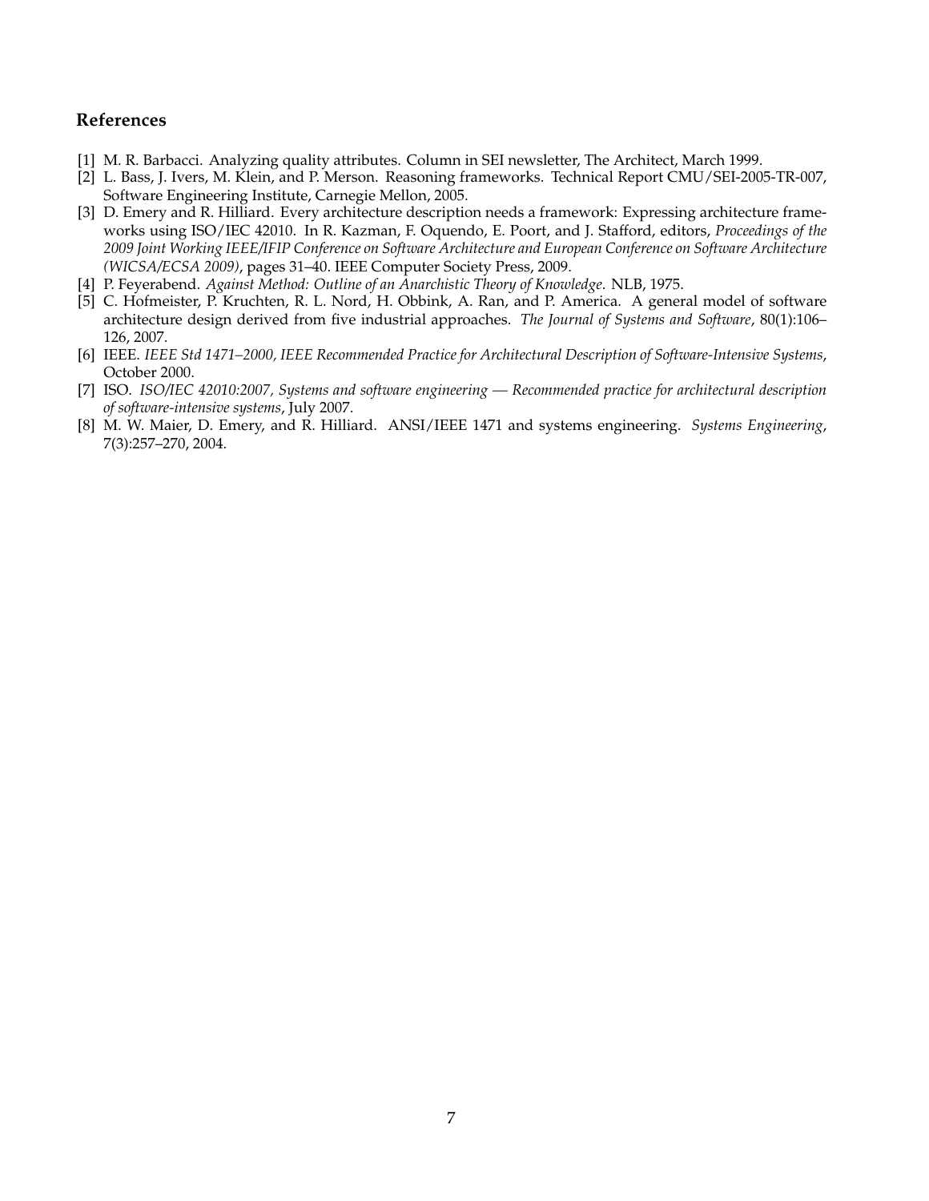## References

[1] M. R. Barbacci. Analyzing quality attributes. Column in SEI newsletter, The Architect, March 1999.

[2] L. Bass, J. Ivers, M. Klein, and P. Merson. Reasoning frameworks. Technical Report CMU/SEI-2005-TR-007, Software Engineering Institute, Carnegie Mellon, 2005.

[3] D. Emery and R. Hilliard. Every architecture description needs a framework: Expressing architecture frameworks using ISO/IEC 42010. In R. Kazman, F. Oquendo, E. Poort, and J. Stafford, editors, *Proceedings of the 2009 Joint Working IEEE/IFIP Conference on Software Architecture and European Conference on Software Architecture (WICSA/ECSA 2009)*, pages 31–40. IEEE Computer Society Press, 2009.

[4] P. Feyerabend. *Against Method: Outline of an Anarchistic Theory of Knowledge*. NLB, 1975.

[5] C. Hofmeister, P. Kruchten, R. L. Nord, H. Obbink, A. Ran, and P. America. A general model of software architecture design derived from five industrial approaches. *The Journal of Systems and Software*, 80(1):106–126, 2007.

[6] IEEE. *IEEE Std 1471–2000, IEEE Recommended Practice for Architectural Description of Software-Intensive Systems*, October 2000.

[7] ISO. *ISO/IEC 42010:2007, Systems and software engineering — Recommended practice for architectural description of software-intensive systems*, July 2007.

[8] M. W. Maier, D. Emery, and R. Hilliard. ANSI/IEEE 1471 and systems engineering. *Systems Engineering*, 7(3):257–270, 2004.